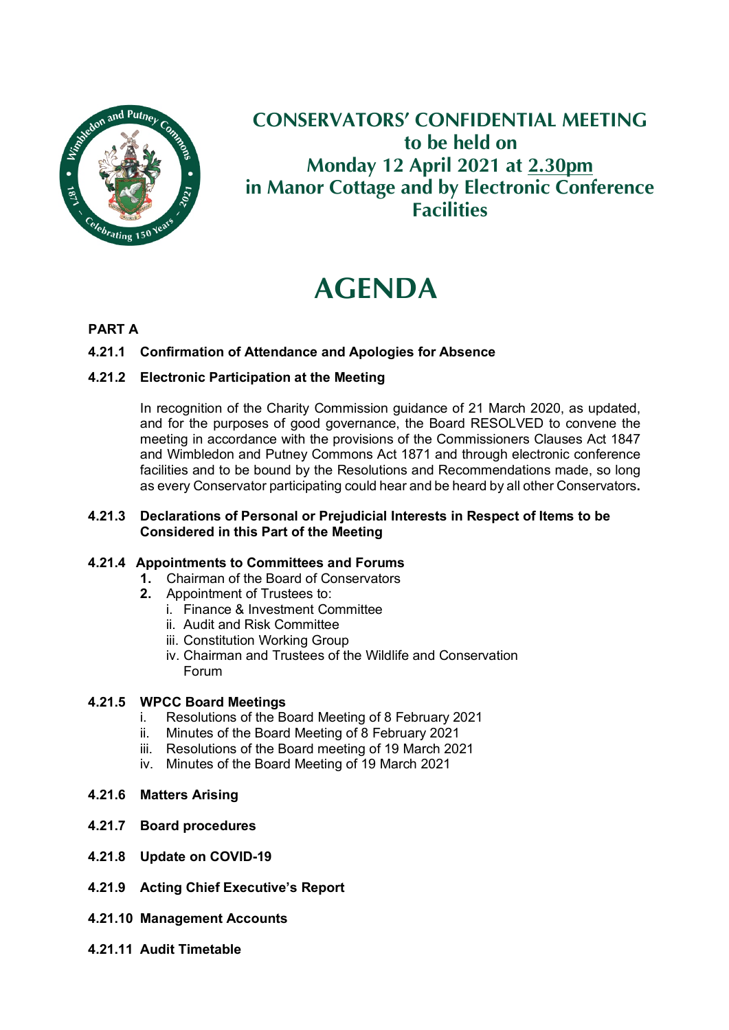# CONSERVATORS' CONFIDENTIAL MEETING
## to be held on
## Monday 12 April 2021 at 2.30pm
## in Manor Cottage and by Electronic Conference Facilities

# AGENDA

**PART A**

**4.21.1 Confirmation of Attendance and Apologies for Absence**

**4.21.2 Electronic Participation at the Meeting**

In recognition of the Charity Commission guidance of 21 March 2020, as updated, and for the purposes of good governance, the Board RESOLVED to convene the meeting in accordance with the provisions of the Commissioners Clauses Act 1847 and Wimbledon and Putney Commons Act 1871 and through electronic conference facilities and to be bound by the Resolutions and Recommendations made, so long as every Conservator participating could hear and be heard by all other Conservators.

**4.21.3 Declarations of Personal or Prejudicial Interests in Respect of Items to be Considered in this Part of the Meeting**

**4.21.4 Appointments to Committees and Forums**

1. Chairman of the Board of Conservators
2. Appointment of Trustees to:
   - i. Finance & Investment Committee
   - ii. Audit and Risk Committee
   - iii. Constitution Working Group
   - iv. Chairman and Trustees of the Wildlife and Conservation Forum

**4.21.5 WPCC Board Meetings**

- i. Resolutions of the Board Meeting of 8 February 2021
- ii. Minutes of the Board Meeting of 8 February 2021
- iii. Resolutions of the Board meeting of 19 March 2021
- iv. Minutes of the Board Meeting of 19 March 2021

**4.21.6 Matters Arising**

**4.21.7 Board procedures**

**4.21.8 Update on COVID-19**

**4.21.9 Acting Chief Executive's Report**

**4.21.10 Management Accounts**

**4.21.11 Audit Timetable**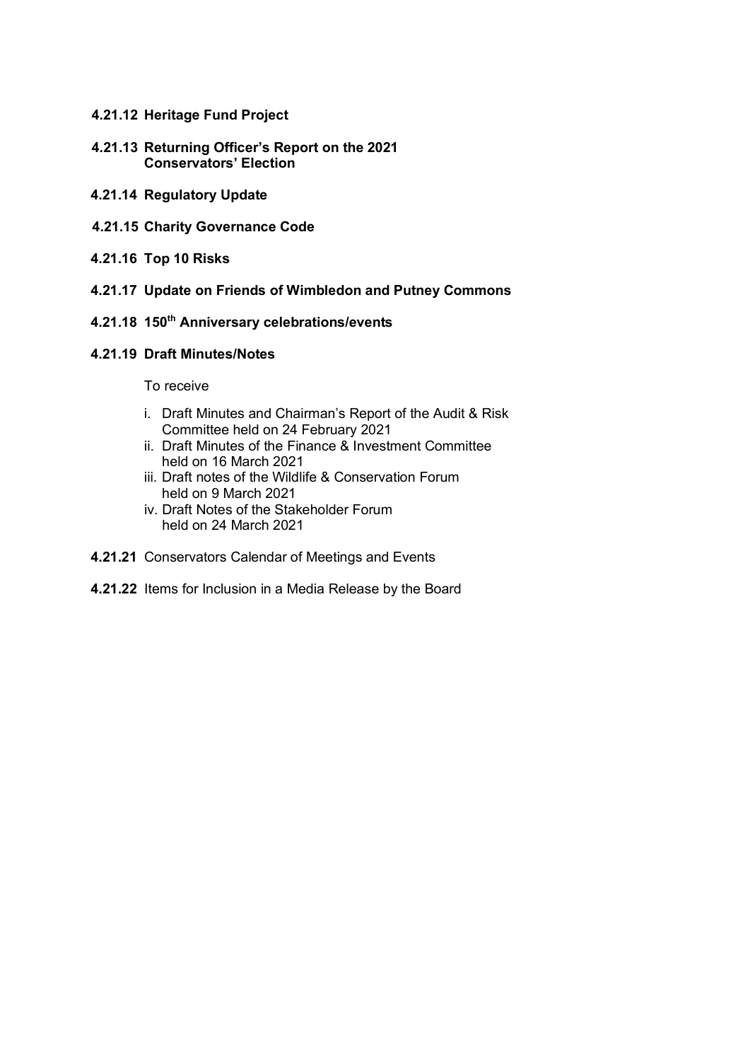**4.21.12 Heritage Fund Project**

**4.21.13 Returning Officer's Report on the 2021 Conservators' Election**

**4.21.14 Regulatory Update**

**4.21.15 Charity Governance Code**

**4.21.16 Top 10 Risks**

**4.21.17 Update on Friends of Wimbledon and Putney Commons**

**4.21.18 150th Anniversary celebrations/events**

**4.21.19 Draft Minutes/Notes**

To receive

i. Draft Minutes and Chairman's Report of the Audit & Risk Committee held on 24 February 2021
ii. Draft Minutes of the Finance & Investment Committee held on 16 March 2021
iii. Draft notes of the Wildlife & Conservation Forum held on 9 March 2021
iv. Draft Notes of the Stakeholder Forum held on 24 March 2021

**4.21.21** Conservators Calendar of Meetings and Events

**4.21.22** Items for Inclusion in a Media Release by the Board